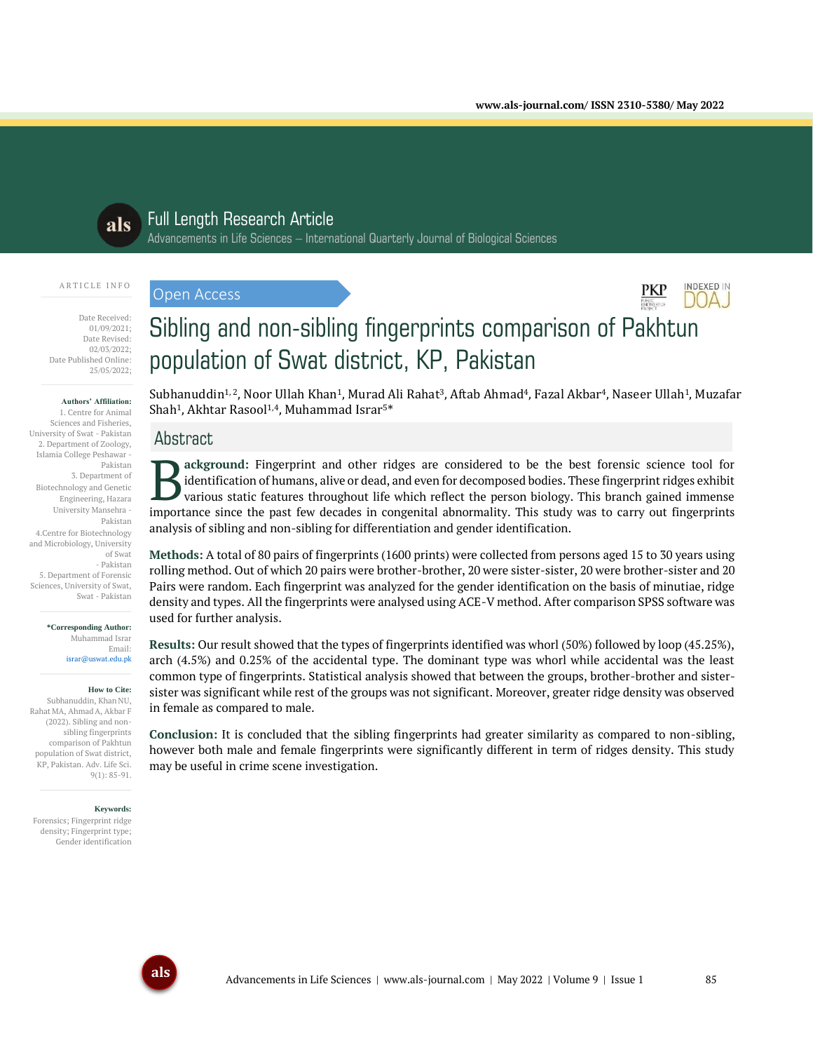Full Length Research Article

Advancements in Life Sciences – International Quarterly Journal of Biological Sciences

ARTICLE INFO

Date Received: 01/09/2021;
Date Revised: 02/03/2022;
Date Published Online: 25/05/2022;

**Authors' Affiliation:**
1. Centre for Animal Sciences and Fisheries, University of Swat - Pakistan
2. Department of Zoology, Islamia College Peshawar - Pakistan
3. Department of Biotechnology and Genetic Engineering, Hazara University Mansehra - Pakistan
4. Centre for Biotechnology and Microbiology, University of Swat - Pakistan
5. Department of Forensic Sciences, University of Swat, Swat - Pakistan

***Corresponding Author:**
Muhammad Israr
Email: israr@uswat.edu.pk

**How to Cite:**
Subhanuddin, Khan NU, Rahat MA, Ahmad A, Akbar F (2022). Sibling and non-sibling fingerprints comparison of Pakhtun population of Swat district, KP, Pakistan. Adv. Life Sci. 9(1): 85-91.

**Keywords:**
Forensics; Fingerprint ridge density; Fingerprint type; Gender identification

Open Access

# Sibling and non-sibling fingerprints comparison of Pakhtun population of Swat district, KP, Pakistan

Subhanuddin[1,2], Noor Ullah Khan[1], Murad Ali Rahat[3], Aftab Ahmad[4], Fazal Akbar[4], Naseer Ullah[1], Muzafar Shah[1], Akhtar Rasool[1,4], Muhammad Israr[5]*

## Abstract

**Background:** Fingerprint and other ridges are considered to be the best forensic science tool for identification of humans, alive or dead, and even for decomposed bodies. These fingerprint ridges exhibit various static features throughout life which reflect the person biology. This branch gained immense importance since the past few decades in congenital abnormality. This study was to carry out fingerprints analysis of sibling and non-sibling for differentiation and gender identification.

**Methods:** A total of 80 pairs of fingerprints (1600 prints) were collected from persons aged 15 to 30 years using rolling method. Out of which 20 pairs were brother-brother, 20 were sister-sister, 20 were brother-sister and 20 Pairs were random. Each fingerprint was analyzed for the gender identification on the basis of minutiae, ridge density and types. All the fingerprints were analysed using ACE-V method. After comparison SPSS software was used for further analysis.

**Results:** Our result showed that the types of fingerprints identified was whorl (50%) followed by loop (45.25%), arch (4.5%) and 0.25% of the accidental type. The dominant type was whorl while accidental was the least common type of fingerprints. Statistical analysis showed that between the groups, brother-brother and sister-sister was significant while rest of the groups was not significant. Moreover, greater ridge density was observed in female as compared to male.

**Conclusion:** It is concluded that the sibling fingerprints had greater similarity as compared to non-sibling, however both male and female fingerprints were significantly different in term of ridges density. This study may be useful in crime scene investigation.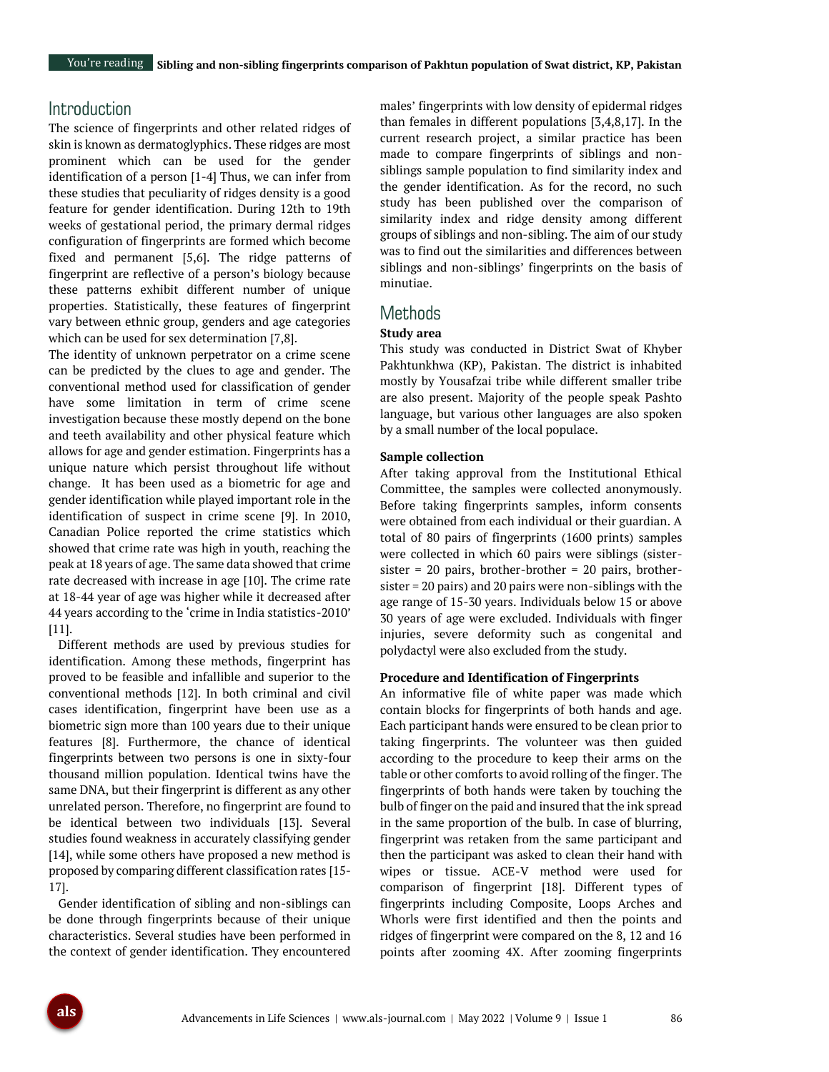## Introduction

The science of fingerprints and other related ridges of skin is known as dermatoglyphics. These ridges are most prominent which can be used for the gender identification of a person [1-4] Thus, we can infer from these studies that peculiarity of ridges density is a good feature for gender identification. During 12th to 19th weeks of gestational period, the primary dermal ridges configuration of fingerprints are formed which become fixed and permanent [5,6]. The ridge patterns of fingerprint are reflective of a person's biology because these patterns exhibit different number of unique properties. Statistically, these features of fingerprint vary between ethnic group, genders and age categories which can be used for sex determination [7,8].

The identity of unknown perpetrator on a crime scene can be predicted by the clues to age and gender. The conventional method used for classification of gender have some limitation in term of crime scene investigation because these mostly depend on the bone and teeth availability and other physical feature which allows for age and gender estimation. Fingerprints has a unique nature which persist throughout life without change. It has been used as a biometric for age and gender identification while played important role in the identification of suspect in crime scene [9]. In 2010, Canadian Police reported the crime statistics which showed that crime rate was high in youth, reaching the peak at 18 years of age. The same data showed that crime rate decreased with increase in age [10]. The crime rate at 18-44 year of age was higher while it decreased after 44 years according to the 'crime in India statistics-2010' [11].

Different methods are used by previous studies for identification. Among these methods, fingerprint has proved to be feasible and infallible and superior to the conventional methods [12]. In both criminal and civil cases identification, fingerprint have been use as a biometric sign more than 100 years due to their unique features [8]. Furthermore, the chance of identical fingerprints between two persons is one in sixty-four thousand million population. Identical twins have the same DNA, but their fingerprint is different as any other unrelated person. Therefore, no fingerprint are found to be identical between two individuals [13]. Several studies found weakness in accurately classifying gender [14], while some others have proposed a new method is proposed by comparing different classification rates [15-17].

Gender identification of sibling and non-siblings can be done through fingerprints because of their unique characteristics. Several studies have been performed in the context of gender identification. They encountered males' fingerprints with low density of epidermal ridges than females in different populations [3,4,8,17]. In the current research project, a similar practice has been made to compare fingerprints of siblings and non-siblings sample population to find similarity index and the gender identification. As for the record, no such study has been published over the comparison of similarity index and ridge density among different groups of siblings and non-sibling. The aim of our study was to find out the similarities and differences between siblings and non-siblings' fingerprints on the basis of minutiae.

## Methods

### Study area

This study was conducted in District Swat of Khyber Pakhtunkhwa (KP), Pakistan. The district is inhabited mostly by Yousafzai tribe while different smaller tribe are also present. Majority of the people speak Pashto language, but various other languages are also spoken by a small number of the local populace.

### Sample collection

After taking approval from the Institutional Ethical Committee, the samples were collected anonymously. Before taking fingerprints samples, inform consents were obtained from each individual or their guardian. A total of 80 pairs of fingerprints (1600 prints) samples were collected in which 60 pairs were siblings (sister-sister = 20 pairs, brother-brother = 20 pairs, brother-sister = 20 pairs) and 20 pairs were non-siblings with the age range of 15-30 years. Individuals below 15 or above 30 years of age were excluded. Individuals with finger injuries, severe deformity such as congenital and polydactyl were also excluded from the study.

### Procedure and Identification of Fingerprints

An informative file of white paper was made which contain blocks for fingerprints of both hands and age. Each participant hands were ensured to be clean prior to taking fingerprints. The volunteer was then guided according to the procedure to keep their arms on the table or other comforts to avoid rolling of the finger. The fingerprints of both hands were taken by touching the bulb of finger on the paid and insured that the ink spread in the same proportion of the bulb. In case of blurring, fingerprint was retaken from the same participant and then the participant was asked to clean their hand with wipes or tissue. ACE-V method were used for comparison of fingerprint [18]. Different types of fingerprints including Composite, Loops Arches and Whorls were first identified and then the points and ridges of fingerprint were compared on the 8, 12 and 16 points after zooming 4X. After zooming fingerprints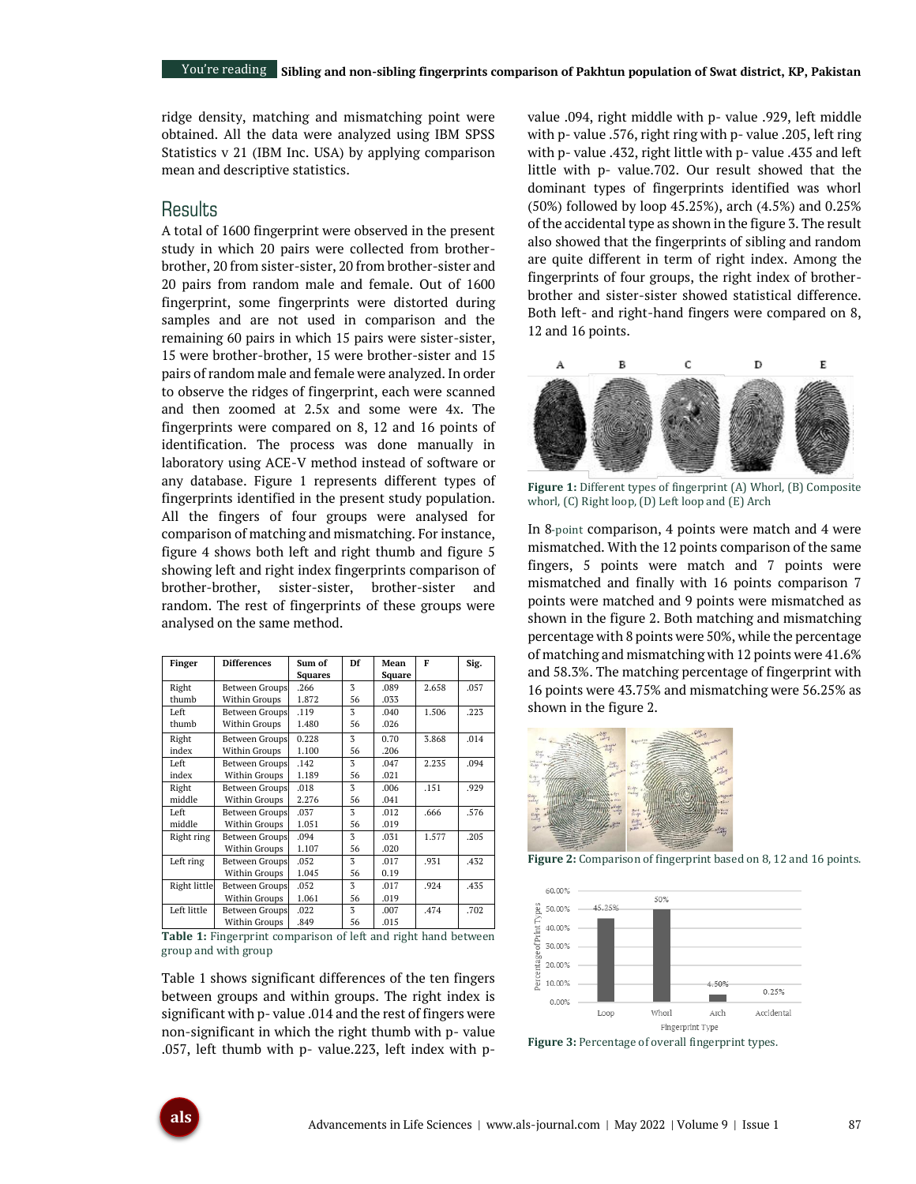ridge density, matching and mismatching point were obtained. All the data were analyzed using IBM SPSS Statistics v 21 (IBM Inc. USA) by applying comparison mean and descriptive statistics.

## Results

A total of 1600 fingerprint were observed in the present study in which 20 pairs were collected from brother-brother, 20 from sister-sister, 20 from brother-sister and 20 pairs from random male and female. Out of 1600 fingerprint, some fingerprints were distorted during samples and are not used in comparison and the remaining 60 pairs in which 15 pairs were sister-sister, 15 were brother-brother, 15 were brother-sister and 15 pairs of random male and female were analyzed. In order to observe the ridges of fingerprint, each were scanned and then zoomed at 2.5x and some were 4x. The fingerprints were compared on 8, 12 and 16 points of identification. The process was done manually in laboratory using ACE-V method instead of software or any database. Figure 1 represents different types of fingerprints identified in the present study population. All the fingers of four groups were analysed for comparison of matching and mismatching. For instance, figure 4 shows both left and right thumb and figure 5 showing left and right index fingerprints comparison of brother-brother, sister-sister, brother-sister and random. The rest of fingerprints of these groups were analysed on the same method.

| Finger | Differences | Sum of Squares | Df | Mean Square | F | Sig. |
|---|---|---|---|---|---|---|
| Right thumb | Between Groups | .266 | 3 | .089 | 2.658 | .057 |
| | Within Groups | 1.872 | 56 | .033 | | |
| Left thumb | Between Groups | .119 | 3 | .040 | 1.506 | .223 |
| | Within Groups | 1.480 | 56 | .026 | | |
| Right index | Between Groups | 0.228 | 3 | 0.70 | 3.868 | .014 |
| | Within Groups | 1.100 | 56 | .206 | | |
| Left index | Between Groups | .142 | 3 | .047 | 2.235 | .094 |
| | Within Groups | 1.189 | 56 | .021 | | |
| Right middle | Between Groups | .018 | 3 | .006 | .151 | .929 |
| | Within Groups | 2.276 | 56 | .041 | | |
| Left middle | Between Groups | .037 | 3 | .012 | .666 | .576 |
| | Within Groups | 1.051 | 56 | .019 | | |
| Right ring | Between Groups | .094 | 3 | .031 | 1.577 | .205 |
| | Within Groups | 1.107 | 56 | .020 | | |
| Left ring | Between Groups | .052 | 3 | .017 | .931 | .432 |
| | Within Groups | 1.045 | 56 | 0.19 | | |
| Right little | Between Groups | .052 | 3 | .017 | .924 | .435 |
| | Within Groups | 1.061 | 56 | .019 | | |
| Left little | Between Groups | .022 | 3 | .007 | .474 | .702 |
| | Within Groups | .849 | 56 | .015 | | |

**Table 1:** Fingerprint comparison of left and right hand between group and with group

Table 1 shows significant differences of the ten fingers between groups and within groups. The right index is significant with p- value .014 and the rest of fingers were non-significant in which the right thumb with p- value .057, left thumb with p- value.223, left index with p-value .094, right middle with p- value .929, left middle with p- value .576, right ring with p- value .205, left ring with p- value .432, right little with p- value .435 and left little with p- value.702. Our result showed that the dominant types of fingerprints identified was whorl (50%) followed by loop 45.25%), arch (4.5%) and 0.25% of the accidental type as shown in the figure 3. The result also showed that the fingerprints of sibling and random are quite different in term of right index. Among the fingerprints of four groups, the right index of brother-brother and sister-sister showed statistical difference. Both left- and right-hand fingers were compared on 8, 12 and 16 points.

**Figure 1:** Different types of fingerprint (A) Whorl, (B) Composite whorl, (C) Right loop, (D) Left loop and (E) Arch

In 8-point comparison, 4 points were match and 4 were mismatched. With the 12 points comparison of the same fingers, 5 points were match and 7 points were mismatched and finally with 16 points comparison 7 points were matched and 9 points were mismatched as shown in the figure 2. Both matching and mismatching percentage with 8 points were 50%, while the percentage of matching and mismatching with 12 points were 41.6% and 58.3%. The matching percentage of fingerprint with 16 points were 43.75% and mismatching were 56.25% as shown in the figure 2.

**Figure 2:** Comparison of fingerprint based on 8, 12 and 16 points.

**Figure 3:** Percentage of overall fingerprint types.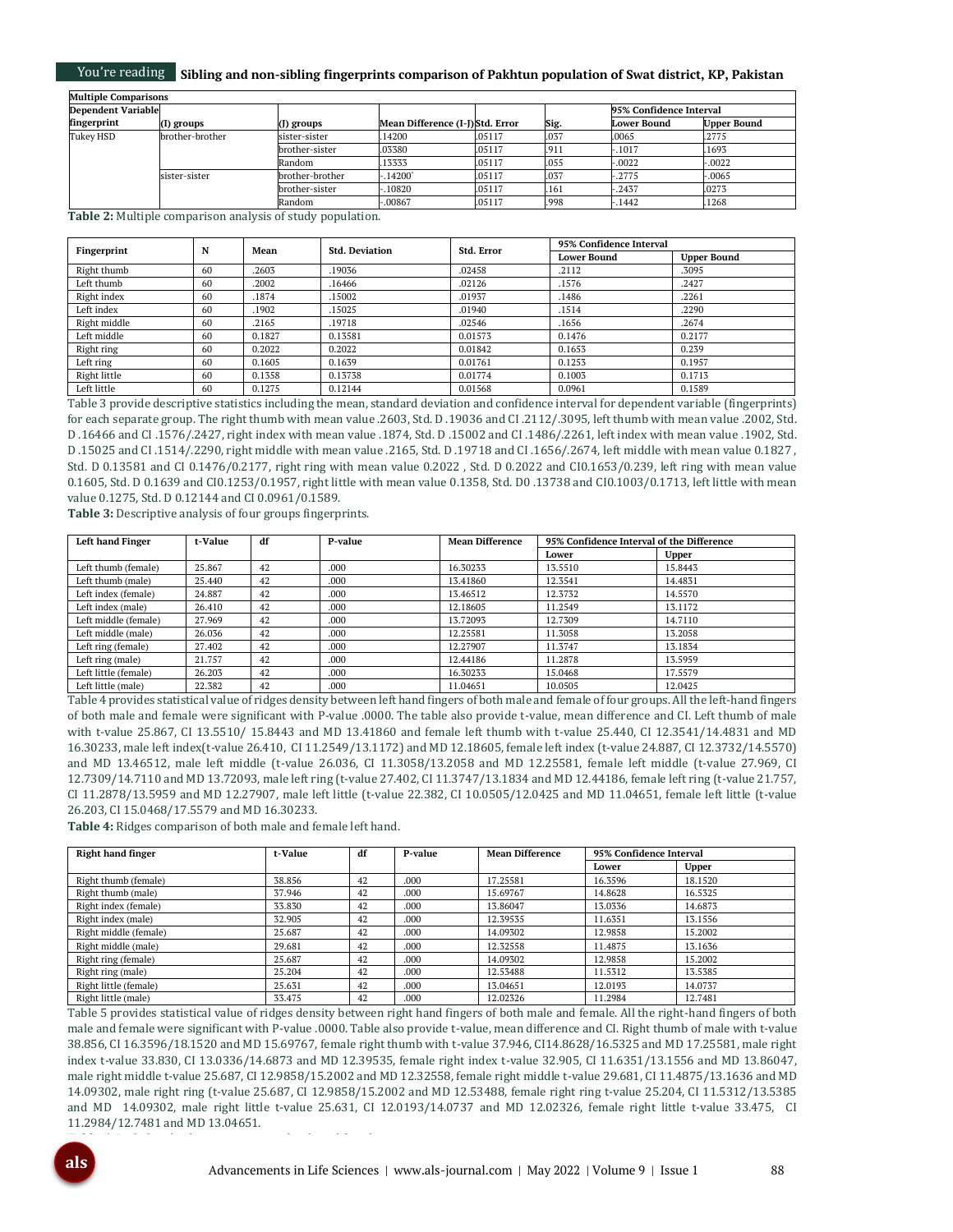| Multiple Comparisons | | | | | | | |
|---|---|---|---|---|---|---|---|
| Dependent Variable | | | | | | 95% Confidence Interval | |
| fingerprint | (I) groups | (J) groups | Mean Difference (I-J) | Std. Error | Sig. | Lower Bound | Upper Bound |
| Tukey HSD | brother-brother | sister-sister | .14200 | .05117 | .037 | .0065 | .2775 |
| | | brother-sister | .03380 | .05117 | .911 | -.1017 | .1693 |
| | | Random | .13333 | .05117 | .055 | -.0022 | -.0022 |
| | sister-sister | brother-brother | -.14200* | .05117 | .037 | -.2775 | -.0065 |
| | | brother-sister | -.10820 | .05117 | .161 | -.2437 | .0273 |
| | | Random | -.00867 | .05117 | .998 | -.1442 | .1268 |

**Table 2:** Multiple comparison analysis of study population.

| Fingerprint | N | Mean | Std. Deviation | Std. Error | 95% Confidence Interval | |
|---|---|---|---|---|---|---|
| | | | | | Lower Bound | Upper Bound |
| Right thumb | 60 | .2603 | .19036 | .02458 | .2112 | .3095 |
| Left thumb | 60 | .2002 | .16466 | .02126 | .1576 | .2427 |
| Right index | 60 | .1874 | .15002 | .01937 | .1486 | .2261 |
| Left index | 60 | .1902 | .15025 | .01940 | .1514 | .2290 |
| Right middle | 60 | .2165 | .19718 | .02546 | .1656 | .2674 |
| Left middle | 60 | 0.1827 | 0.13581 | 0.01573 | 0.1476 | 0.2177 |
| Right ring | 60 | 0.2022 | 0.2022 | 0.01842 | 0.1653 | 0.239 |
| Left ring | 60 | 0.1605 | 0.1639 | 0.01761 | 0.1253 | 0.1957 |
| Right little | 60 | 0.1358 | 0.13738 | 0.01774 | 0.1003 | 0.1713 |
| Left little | 60 | 0.1275 | 0.12144 | 0.01568 | 0.0961 | 0.1589 |

Table 3 provide descriptive statistics including the mean, standard deviation and confidence interval for dependent variable (fingerprints) for each separate group. The right thumb with mean value .2603, Std. D .19036 and CI .2112/.3095, left thumb with mean value .2002, Std. D .16466 and CI .1576/.2427, right index with mean value .1874, Std. D .15002 and CI .1486/.2261, left index with mean value .1902, Std. D .15025 and CI .1514/.2290, right middle with mean value .2165, Std. D .19718 and CI .1656/.2674, left middle with mean value 0.1827 , Std. D 0.13581 and CI 0.1476/0.2177, right ring with mean value 0.2022 , Std. D 0.2022 and CI0.1653/0.239, left ring with mean value 0.1605, Std. D 0.1639 and CI0.1253/0.1957, right little with mean value 0.1358, Std. D0 .13738 and CI0.1003/0.1713, left little with mean value 0.1275, Std. D 0.12144 and CI 0.0961/0.1589.

**Table 3:** Descriptive analysis of four groups fingerprints.

| Left hand Finger | t-Value | df | P-value | Mean Difference | 95% Confidence Interval of the Difference | |
|---|---|---|---|---|---|---|
| | | | | | Lower | Upper |
| Left thumb (female) | 25.867 | 42 | .000 | 16.30233 | 13.5510 | 15.8443 |
| Left thumb (male) | 25.440 | 42 | .000 | 13.41860 | 12.3541 | 14.4831 |
| Left index (female) | 24.887 | 42 | .000 | 13.46512 | 12.3732 | 14.5570 |
| Left index (male) | 26.410 | 42 | .000 | 12.18605 | 11.2549 | 13.1172 |
| Left middle (female) | 27.969 | 42 | .000 | 13.72093 | 12.7309 | 14.7110 |
| Left middle (male) | 26.036 | 42 | .000 | 12.25581 | 11.3058 | 13.2058 |
| Left ring (female) | 27.402 | 42 | .000 | 12.27907 | 11.3747 | 13.1834 |
| Left ring (male) | 21.757 | 42 | .000 | 12.44186 | 11.2878 | 13.5959 |
| Left little (female) | 26.203 | 42 | .000 | 16.30233 | 15.0468 | 17.5579 |
| Left little (male) | 22.382 | 42 | .000 | 11.04651 | 10.0505 | 12.0425 |

Table 4 provides statistical value of ridges density between left hand fingers of both male and female of four groups. All the left-hand fingers of both male and female were significant with P-value .0000. The table also provide t-value, mean difference and CI. Left thumb of male with t-value 25.867, CI 13.5510/ 15.8443 and MD 13.41860 and female left thumb with t-value 25.440, CI 12.3541/14.4831 and MD 16.30233, male left index(t-value 26.410, CI 11.2549/13.1172) and MD 12.18605, female left index (t-value 24.887, CI 12.3732/14.5570) and MD 13.46512, male left middle (t-value 26.036, CI 11.3058/13.2058 and MD 12.25581, female left middle (t-value 27.969, CI 12.7309/14.7110 and MD 13.72093, male left ring (t-value 27.402, CI 11.3747/13.1834 and MD 12.44186, female left ring (t-value 21.757, CI 11.2878/13.5959 and MD 12.27907, male left little (t-value 22.382, CI 10.0505/12.0425 and MD 11.04651, female left little (t-value 26.203, CI 15.0468/17.5579 and MD 16.30233.

**Table 4:** Ridges comparison of both male and female left hand.

| Right hand finger | t-Value | df | P-value | Mean Difference | 95% Confidence Interval | |
|---|---|---|---|---|---|---|
| | | | | | Lower | Upper |
| Right thumb (female) | 38.856 | 42 | .000 | 17.25581 | 16.3596 | 18.1520 |
| Right thumb (male) | 37.946 | 42 | .000 | 15.69767 | 14.8628 | 16.5325 |
| Right index (female) | 33.830 | 42 | .000 | 13.86047 | 13.0336 | 14.6873 |
| Right index (male) | 32.905 | 42 | .000 | 12.39535 | 11.6351 | 13.1556 |
| Right middle (female) | 25.687 | 42 | .000 | 14.09302 | 12.9858 | 15.2002 |
| Right middle (male) | 29.681 | 42 | .000 | 12.32558 | 11.4875 | 13.1636 |
| Right ring (female) | 25.687 | 42 | .000 | 14.09302 | 12.9858 | 15.2002 |
| Right ring (male) | 25.204 | 42 | .000 | 12.53488 | 11.5312 | 13.5385 |
| Right little (female) | 25.631 | 42 | .000 | 13.04651 | 12.0193 | 14.0737 |
| Right little (male) | 33.475 | 42 | .000 | 12.02326 | 11.2984 | 12.7481 |

Table 5 provides statistical value of ridges density between right hand fingers of both male and female. All the right-hand fingers of both male and female were significant with P-value .0000. Table also provide t-value, mean difference and CI. Right thumb of male with t-value 38.856, CI 16.3596/18.1520 and MD 15.69767, female right thumb with t-value 37.946, CI14.8628/16.5325 and MD 17.25581, male right index t-value 33.830, CI 13.0336/14.6873 and MD 12.39535, female right index t-value 32.905, CI 11.6351/13.1556 and MD 13.86047, male right middle t-value 25.687, CI 12.9858/15.2002 and MD 12.32558, female right middle t-value 29.681, CI 11.4875/13.1636 and MD 14.09302, male right ring (t-value 25.687, CI 12.9858/15.2002 and MD 12.53488, female right ring t-value 25.204, CI 11.5312/13.5385 and MD 14.09302, male right little t-value 25.631, CI 12.0193/14.0737 and MD 12.02326, female right little t-value 33.475, CI 11.2984/12.7481 and MD 13.04651.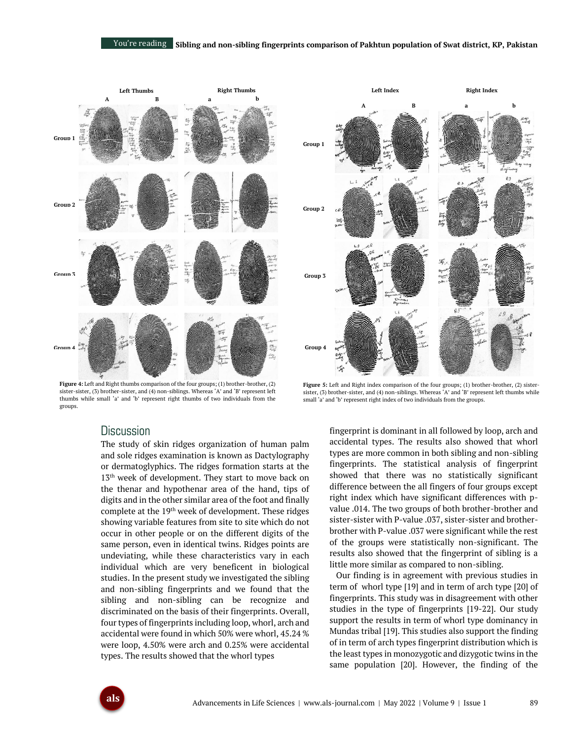Figure 4: Left and Right thumbs comparison of the four groups; (1) brother-brother, (2) sister-sister, (3) brother-sister, and (4) non-siblings. Whereas 'A' and 'B' represent left thumbs while small 'a' and 'b' represent right thumbs of two individuals from the groups.

Figure 5: Left and Right index comparison of the four groups; (1) brother-brother, (2) sister-sister, (3) brother-sister, and (4) non-siblings. Whereas 'A' and 'B' represent left thumbs while small 'a' and 'b' represent right index of two individuals from the groups.

## Discussion

The study of skin ridges organization of human palm and sole ridges examination is known as Dactylography or dermatoglyphics. The ridges formation starts at the 13th week of development. They start to move back on the thenar and hypothenar area of the hand, tips of digits and in the other similar area of the foot and finally complete at the 19th week of development. These ridges showing variable features from site to site which do not occur in other people or on the different digits of the same person, even in identical twins. Ridges points are undeviating, while these characteristics vary in each individual which are very beneficent in biological studies. In the present study we investigated the sibling and non-sibling fingerprints and we found that the sibling and non-sibling can be recognize and discriminated on the basis of their fingerprints. Overall, four types of fingerprints including loop, whorl, arch and accidental were found in which 50% were whorl, 45.24 % were loop, 4.50% were arch and 0.25% were accidental types. The results showed that the whorl types fingerprint is dominant in all followed by loop, arch and accidental types. The results also showed that whorl types are more common in both sibling and non-sibling fingerprints. The statistical analysis of fingerprint showed that there was no statistically significant difference between the all fingers of four groups except right index which have significant differences with p-value .014. The two groups of both brother-brother and sister-sister with P-value .037, sister-sister and brother-brother with P-value .037 were significant while the rest of the groups were statistically non-significant. The results also showed that the fingerprint of sibling is a little more similar as compared to non-sibling.

Our finding is in agreement with previous studies in term of whorl type [19] and in term of arch type [20] of fingerprints. This study was in disagreement with other studies in the type of fingerprints [19-22]. Our study support the results in term of whorl type dominancy in Mundas tribal [19]. This studies also support the finding of in term of arch types fingerprint distribution which is the least types in monozygotic and dizygotic twins in the same population [20]. However, the finding of the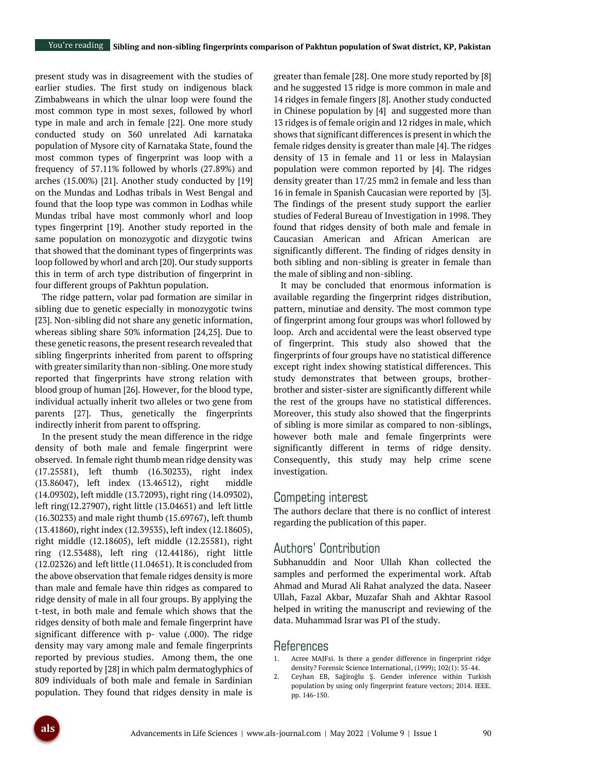present study was in disagreement with the studies of earlier studies. The first study on indigenous black Zimbabweans in which the ulnar loop were found the most common type in most sexes, followed by whorl type in male and arch in female [22]. One more study conducted study on 360 unrelated Adi karnataka population of Mysore city of Karnataka State, found the most common types of fingerprint was loop with a frequency of 57.11% followed by whorls (27.89%) and arches (15.00%) [21]. Another study conducted by [19] on the Mundas and Lodhas tribals in West Bengal and found that the loop type was common in Lodhas while Mundas tribal have most commonly whorl and loop types fingerprint [19]. Another study reported in the same population on monozygotic and dizygotic twins that showed that the dominant types of fingerprints was loop followed by whorl and arch [20]. Our study supports this in term of arch type distribution of fingerprint in four different groups of Pakhtun population.

The ridge pattern, volar pad formation are similar in sibling due to genetic especially in monozygotic twins [23]. Non-sibling did not share any genetic information, whereas sibling share 50% information [24,25]. Due to these genetic reasons, the present research revealed that sibling fingerprints inherited from parent to offspring with greater similarity than non-sibling. One more study reported that fingerprints have strong relation with blood group of human [26]. However, for the blood type, individual actually inherit two alleles or two gene from parents [27]. Thus, genetically the fingerprints indirectly inherit from parent to offspring.

In the present study the mean difference in the ridge density of both male and female fingerprint were observed. In female right thumb mean ridge density was (17.25581), left thumb (16.30233), right index (13.86047), left index (13.46512), right middle (14.09302), left middle (13.72093), right ring (14.09302), left ring(12.27907), right little (13.04651) and left little (16.30233) and male right thumb (15.69767), left thumb (13.41860), right index (12.39535), left index (12.18605), right middle (12.18605), left middle (12.25581), right ring (12.53488), left ring (12.44186), right little (12.02326) and left little (11.04651). It is concluded from the above observation that female ridges density is more than male and female have thin ridges as compared to ridge density of male in all four groups. By applying the t-test, in both male and female which shows that the ridges density of both male and female fingerprint have significant difference with p- value (.000). The ridge density may vary among male and female fingerprints reported by previous studies. Among them, the one study reported by [28] in which palm dermatoglyphics of 809 individuals of both male and female in Sardinian population. They found that ridges density in male is greater than female [28]. One more study reported by [8] and he suggested 13 ridge is more common in male and 14 ridges in female fingers [8]. Another study conducted in Chinese population by [4] and suggested more than 13 ridges is of female origin and 12 ridges in male, which shows that significant differences is present in which the female ridges density is greater than male [4]. The ridges density of 13 in female and 11 or less in Malaysian population were common reported by [4]. The ridges density greater than 17/25 mm2 in female and less than 16 in female in Spanish Caucasian were reported by [3]. The findings of the present study support the earlier studies of Federal Bureau of Investigation in 1998. They found that ridges density of both male and female in Caucasian American and African American are significantly different. The finding of ridges density in both sibling and non-sibling is greater in female than the male of sibling and non-sibling.

It may be concluded that enormous information is available regarding the fingerprint ridges distribution, pattern, minutiae and density. The most common type of fingerprint among four groups was whorl followed by loop. Arch and accidental were the least observed type of fingerprint. This study also showed that the fingerprints of four groups have no statistical difference except right index showing statistical differences. This study demonstrates that between groups, brother-brother and sister-sister are significantly different while the rest of the groups have no statistical differences. Moreover, this study also showed that the fingerprints of sibling is more similar as compared to non-siblings, however both male and female fingerprints were significantly different in terms of ridge density. Consequently, this study may help crime scene investigation.

## Competing interest

The authors declare that there is no conflict of interest regarding the publication of this paper.

## Authors' Contribution

Subhanuddin and Noor Ullah Khan collected the samples and performed the experimental work. Aftab Ahmad and Murad Ali Rahat analyzed the data. Naseer Ullah, Fazal Akbar, Muzafar Shah and Akhtar Rasool helped in writing the manuscript and reviewing of the data. Muhammad Israr was PI of the study.

## References

1. Acree MAJFsi. Is there a gender difference in fingerprint ridge density? Forensic Science International, (1999); 102(1): 35-44.
2. Ceyhan EB, Sağiroğlu Ş. Gender inference within Turkish population by using only fingerprint feature vectors; 2014. IEEE. pp. 146-150.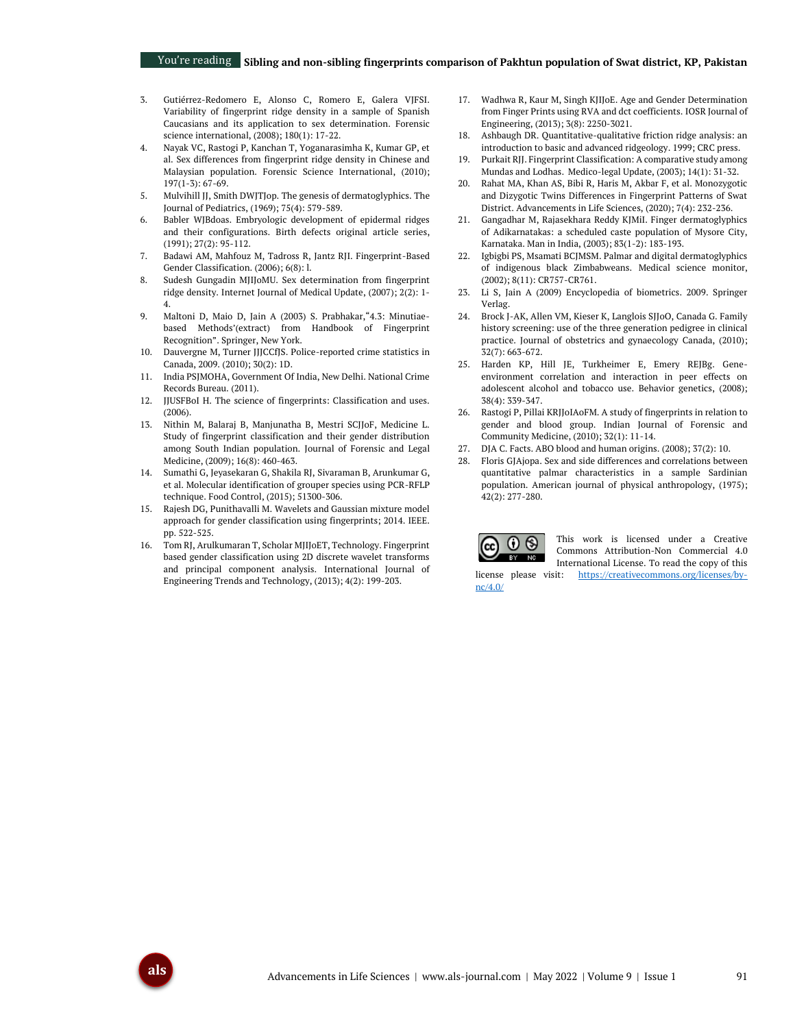3. Gutiérrez-Redomero E, Alonso C, Romero E, Galera VJFSI. Variability of fingerprint ridge density in a sample of Spanish Caucasians and its application to sex determination. Forensic science international, (2008); 180(1): 17-22.
4. Nayak VC, Rastogi P, Kanchan T, Yoganarasimha K, Kumar GP, et al. Sex differences from fingerprint ridge density in Chinese and Malaysian population. Forensic Science International, (2010); 197(1-3): 67-69.
5. Mulvihill JJ, Smith DWJTJop. The genesis of dermatoglyphics. The Journal of Pediatrics, (1969); 75(4): 579-589.
6. Babler WJBdoas. Embryologic development of epidermal ridges and their configurations. Birth defects original article series, (1991); 27(2): 95-112.
7. Badawi AM, Mahfouz M, Tadross R, Jantz RJI. Fingerprint-Based Gender Classification. (2006); 6(8): l.
8. Sudesh Gungadin MJIJoMU. Sex determination from fingerprint ridge density. Internet Journal of Medical Update, (2007); 2(2): 1-4.
9. Maltoni D, Maio D, Jain A (2003) S. Prabhakar,"4.3: Minutiae-based Methods'(extract) from Handbook of Fingerprint Recognition". Springer, New York.
10. Dauvergne M, Turner JJJCCfJS. Police-reported crime statistics in Canada, 2009. (2010); 30(2): 1D.
11. India PSJMOHA, Government Of India, New Delhi. National Crime Records Bureau. (2011).
12. JJUSFBoI H. The science of fingerprints: Classification and uses. (2006).
13. Nithin M, Balaraj B, Manjunatha B, Mestri SCJJoF, Medicine L. Study of fingerprint classification and their gender distribution among South Indian population. Journal of Forensic and Legal Medicine, (2009); 16(8): 460-463.
14. Sumathi G, Jeyasekaran G, Shakila RJ, Sivaraman B, Arunkumar G, et al. Molecular identification of grouper species using PCR-RFLP technique. Food Control, (2015); 51300-306.
15. Rajesh DG, Punithavalli M. Wavelets and Gaussian mixture model approach for gender classification using fingerprints; 2014. IEEE. pp. 522-525.
16. Tom RJ, Arulkumaran T, Scholar MJIJoET, Technology. Fingerprint based gender classification using 2D discrete wavelet transforms and principal component analysis. International Journal of Engineering Trends and Technology, (2013); 4(2): 199-203.
17. Wadhwa R, Kaur M, Singh KJIJoE. Age and Gender Determination from Finger Prints using RVA and dct coefficients. IOSR Journal of Engineering, (2013); 3(8): 2250-3021.
18. Ashbaugh DR. Quantitative-qualitative friction ridge analysis: an introduction to basic and advanced ridgeology. 1999; CRC press.
19. Purkait RJJ. Fingerprint Classification: A comparative study among Mundas and Lodhas. Medico-legal Update, (2003); 14(1): 31-32.
20. Rahat MA, Khan AS, Bibi R, Haris M, Akbar F, et al. Monozygotic and Dizygotic Twins Differences in Fingerprint Patterns of Swat District. Advancements in Life Sciences, (2020); 7(4): 232-236.
21. Gangadhar M, Rajasekhara Reddy KJMiI. Finger dermatoglyphics of Adikarnatakas: a scheduled caste population of Mysore City, Karnataka. Man in India, (2003); 83(1-2): 183-193.
22. Igbigbi PS, Msamati BCJMSM. Palmar and digital dermatoglyphics of indigenous black Zimbabweans. Medical science monitor, (2002); 8(11): CR757-CR761.
23. Li S, Jain A (2009) Encyclopedia of biometrics. 2009. Springer Verlag.
24. Brock J-AK, Allen VM, Kieser K, Langlois SJJoO, Canada G. Family history screening: use of the three generation pedigree in clinical practice. Journal of obstetrics and gynaecology Canada, (2010); 32(7): 663-672.
25. Harden KP, Hill JE, Turkheimer E, Emery REJBg. Gene-environment correlation and interaction in peer effects on adolescent alcohol and tobacco use. Behavior genetics, (2008); 38(4): 339-347.
26. Rastogi P, Pillai KRJJoIAoFM. A study of fingerprints in relation to gender and blood group. Indian Journal of Forensic and Community Medicine, (2010); 32(1): 11-14.
27. DJA C. Facts. ABO blood and human origins. (2008); 37(2): 10.
28. Floris GJAjopa. Sex and side differences and correlations between quantitative palmar characteristics in a sample Sardinian population. American journal of physical anthropology, (1975); 42(2): 277-280.

This work is licensed under a Creative Commons Attribution-Non Commercial 4.0 International License. To read the copy of this license please visit: https://creativecommons.org/licenses/by-nc/4.0/